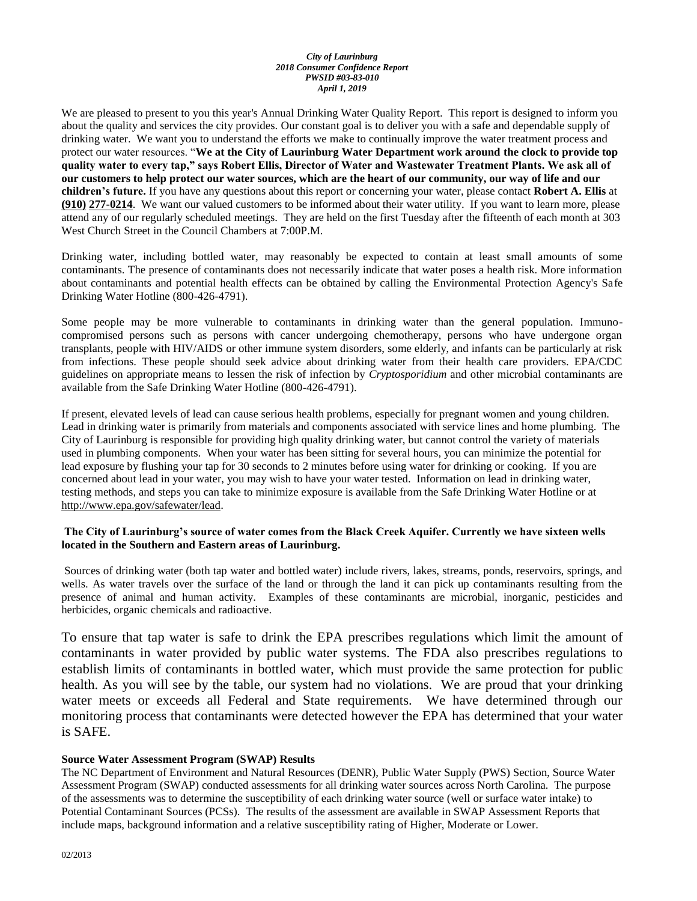*City of Laurinburg*
*2018 Consumer Confidence Report*
*PWSID #03-83-010*
*April 1, 2019*

We are pleased to present to you this year's Annual Drinking Water Quality Report. This report is designed to inform you about the quality and services the city provides. Our constant goal is to deliver you with a safe and dependable supply of drinking water. We want you to understand the efforts we make to continually improve the water treatment process and protect our water resources. "**We at the City of Laurinburg Water Department work around the clock to provide top quality water to every tap," says Robert Ellis, Director of Water and Wastewater Treatment Plants. We ask all of our customers to help protect our water sources, which are the heart of our community, our way of life and our children's future.** If you have any questions about this report or concerning your water, please contact **Robert A. Ellis** at **(910) 277-0214**. We want our valued customers to be informed about their water utility. If you want to learn more, please attend any of our regularly scheduled meetings. They are held on the first Tuesday after the fifteenth of each month at 303 West Church Street in the Council Chambers at 7:00P.M.

Drinking water, including bottled water, may reasonably be expected to contain at least small amounts of some contaminants. The presence of contaminants does not necessarily indicate that water poses a health risk. More information about contaminants and potential health effects can be obtained by calling the Environmental Protection Agency's Safe Drinking Water Hotline (800-426-4791).

Some people may be more vulnerable to contaminants in drinking water than the general population. Immuno-compromised persons such as persons with cancer undergoing chemotherapy, persons who have undergone organ transplants, people with HIV/AIDS or other immune system disorders, some elderly, and infants can be particularly at risk from infections. These people should seek advice about drinking water from their health care providers. EPA/CDC guidelines on appropriate means to lessen the risk of infection by *Cryptosporidium* and other microbial contaminants are available from the Safe Drinking Water Hotline (800-426-4791).

If present, elevated levels of lead can cause serious health problems, especially for pregnant women and young children. Lead in drinking water is primarily from materials and components associated with service lines and home plumbing. The City of Laurinburg is responsible for providing high quality drinking water, but cannot control the variety of materials used in plumbing components. When your water has been sitting for several hours, you can minimize the potential for lead exposure by flushing your tap for 30 seconds to 2 minutes before using water for drinking or cooking. If you are concerned about lead in your water, you may wish to have your water tested. Information on lead in drinking water, testing methods, and steps you can take to minimize exposure is available from the Safe Drinking Water Hotline or at http://www.epa.gov/safewater/lead.

**The City of Laurinburg's source of water comes from the Black Creek Aquifer. Currently we have sixteen wells located in the Southern and Eastern areas of Laurinburg.**

Sources of drinking water (both tap water and bottled water) include rivers, lakes, streams, ponds, reservoirs, springs, and wells. As water travels over the surface of the land or through the land it can pick up contaminants resulting from the presence of animal and human activity. Examples of these contaminants are microbial, inorganic, pesticides and herbicides, organic chemicals and radioactive.

To ensure that tap water is safe to drink the EPA prescribes regulations which limit the amount of contaminants in water provided by public water systems. The FDA also prescribes regulations to establish limits of contaminants in bottled water, which must provide the same protection for public health. As you will see by the table, our system had no violations. We are proud that your drinking water meets or exceeds all Federal and State requirements. We have determined through our monitoring process that contaminants were detected however the EPA has determined that your water is SAFE.

**Source Water Assessment Program (SWAP) Results**

The NC Department of Environment and Natural Resources (DENR), Public Water Supply (PWS) Section, Source Water Assessment Program (SWAP) conducted assessments for all drinking water sources across North Carolina. The purpose of the assessments was to determine the susceptibility of each drinking water source (well or surface water intake) to Potential Contaminant Sources (PCSs). The results of the assessment are available in SWAP Assessment Reports that include maps, background information and a relative susceptibility rating of Higher, Moderate or Lower.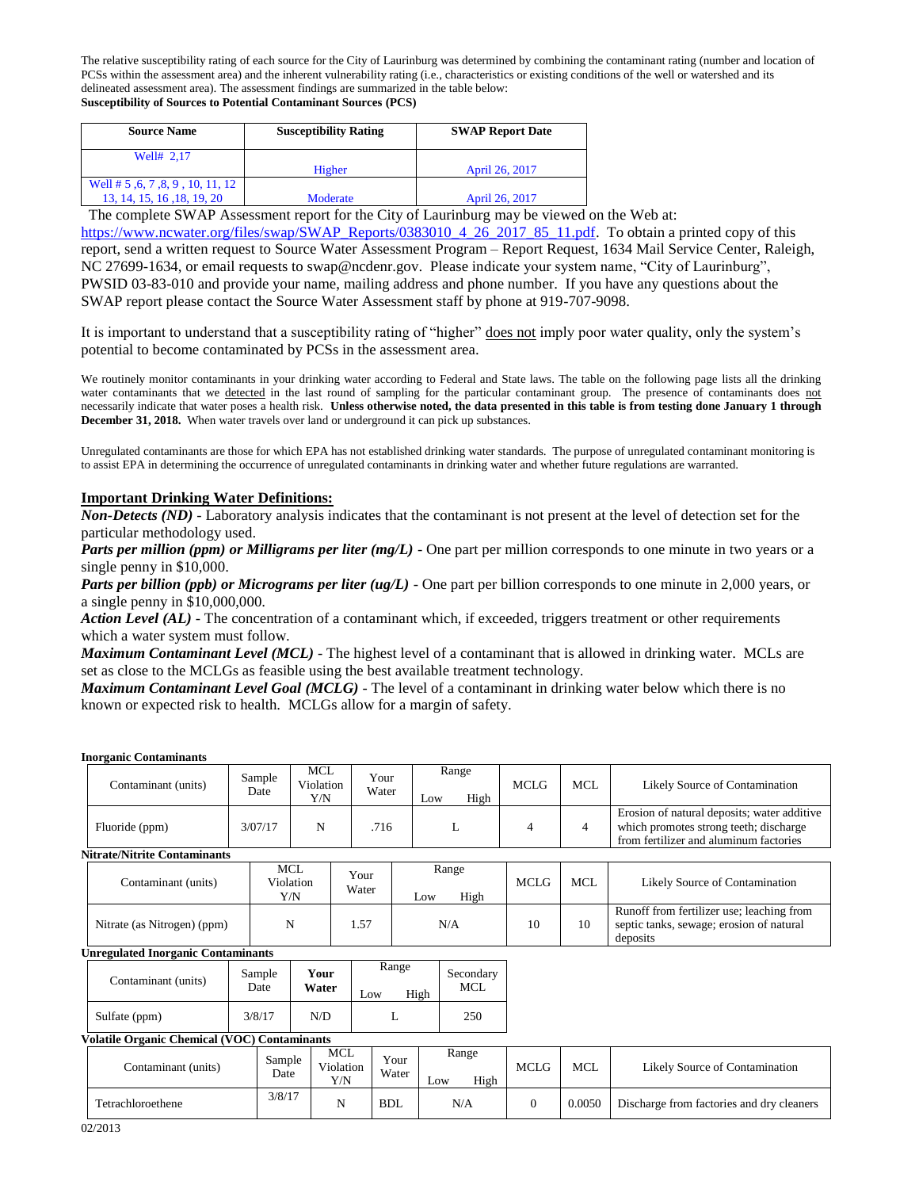The relative susceptibility rating of each source for the City of Laurinburg was determined by combining the contaminant rating (number and location of PCSs within the assessment area) and the inherent vulnerability rating (i.e., characteristics or existing conditions of the well or watershed and its delineated assessment area). The assessment findings are summarized in the table below:

**Susceptibility of Sources to Potential Contaminant Sources (PCS)**

| Source Name | Susceptibility Rating | SWAP Report Date |
|---|---|---|
| Well# 2,17 | Higher | April 26, 2017 |
| Well # 5 ,6, 7 ,8, 9 , 10, 11, 12 13, 14, 15, 16 ,18, 19, 20 | Moderate | April 26, 2017 |

The complete SWAP Assessment report for the City of Laurinburg may be viewed on the Web at: https://www.ncwater.org/files/swap/SWAP_Reports/0383010_4_26_2017_85_11.pdf. To obtain a printed copy of this report, send a written request to Source Water Assessment Program – Report Request, 1634 Mail Service Center, Raleigh, NC 27699-1634, or email requests to swap@ncdenr.gov. Please indicate your system name, "City of Laurinburg", PWSID 03-83-010 and provide your name, mailing address and phone number. If you have any questions about the SWAP report please contact the Source Water Assessment staff by phone at 919-707-9098.

It is important to understand that a susceptibility rating of "higher" does not imply poor water quality, only the system's potential to become contaminated by PCSs in the assessment area.

We routinely monitor contaminants in your drinking water according to Federal and State laws. The table on the following page lists all the drinking water contaminants that we detected in the last round of sampling for the particular contaminant group. The presence of contaminants does not necessarily indicate that water poses a health risk. **Unless otherwise noted, the data presented in this table is from testing done January 1 through December 31, 2018.** When water travels over land or underground it can pick up substances.

Unregulated contaminants are those for which EPA has not established drinking water standards. The purpose of unregulated contaminant monitoring is to assist EPA in determining the occurrence of unregulated contaminants in drinking water and whether future regulations are warranted.

## Important Drinking Water Definitions:

***Non-Detects (ND)*** - Laboratory analysis indicates that the contaminant is not present at the level of detection set for the particular methodology used.

***Parts per million (ppm) or Milligrams per liter (mg/L)*** - One part per million corresponds to one minute in two years or a single penny in $10,000.

***Parts per billion (ppb) or Micrograms per liter (ug/L)*** - One part per billion corresponds to one minute in 2,000 years, or a single penny in $10,000,000.

***Action Level (AL)*** - The concentration of a contaminant which, if exceeded, triggers treatment or other requirements which a water system must follow.

***Maximum Contaminant Level (MCL)*** - The highest level of a contaminant that is allowed in drinking water. MCLs are set as close to the MCLGs as feasible using the best available treatment technology.

***Maximum Contaminant Level Goal (MCLG)*** - The level of a contaminant in drinking water below which there is no known or expected risk to health. MCLGs allow for a margin of safety.

**Inorganic Contaminants**

| Contaminant (units) | Sample Date | MCL Violation Y/N | Your Water | Range Low | Range High | MCLG | MCL | Likely Source of Contamination |
|---|---|---|---|---|---|---|---|---|
| Fluoride (ppm) | 3/07/17 | N | .716 | L | | 4 | 4 | Erosion of natural deposits; water additive which promotes strong teeth; discharge from fertilizer and aluminum factories |

**Nitrate/Nitrite Contaminants**

| Contaminant (units) | MCL Violation Y/N | Your Water | Range Low | Range High | MCLG | MCL | Likely Source of Contamination |
|---|---|---|---|---|---|---|---|
| Nitrate (as Nitrogen) (ppm) | N | 1.57 | N/A | | 10 | 10 | Runoff from fertilizer use; leaching from septic tanks, sewage; erosion of natural deposits |

**Unregulated Inorganic Contaminants**

| Contaminant (units) | Sample Date | Your Water | Range Low | Range High | Secondary MCL |
|---|---|---|---|---|---|
| Sulfate (ppm) | 3/8/17 | N/D | L | | 250 |

**Volatile Organic Chemical (VOC) Contaminants**

| Contaminant (units) | Sample Date | MCL Violation Y/N | Your Water | Range Low | Range High | MCLG | MCL | Likely Source of Contamination |
|---|---|---|---|---|---|---|---|---|
| Tetrachloroethene | 3/8/17 | N | BDL | N/A | | 0 | 0.0050 | Discharge from factories and dry cleaners |

02/2013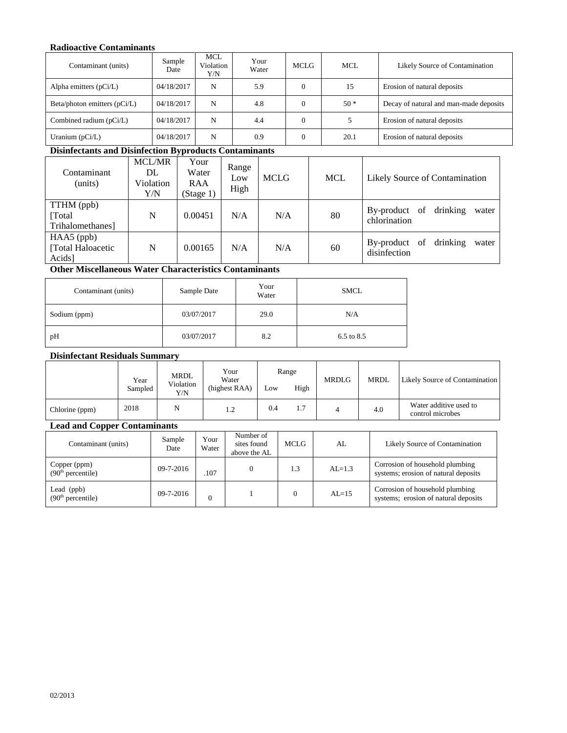**Radioactive Contaminants**

| Contaminant (units) | Sample Date | MCL Violation Y/N | Your Water | MCLG | MCL | Likely Source of Contamination |
|---|---|---|---|---|---|---|
| Alpha emitters (pCi/L) | 04/18/2017 | N | 5.9 | 0 | 15 | Erosion of natural deposits |
| Beta/photon emitters (pCi/L) | 04/18/2017 | N | 4.8 | 0 | 50 * | Decay of natural and man-made deposits |
| Combined radium (pCi/L) | 04/18/2017 | N | 4.4 | 0 | 5 | Erosion of natural deposits |
| Uranium (pCi/L) | 04/18/2017 | N | 0.9 | 0 | 20.1 | Erosion of natural deposits |

**Disinfectants and Disinfection Byproducts Contaminants**

| Contaminant (units) | MCL/MRDL Violation Y/N | Your Water RAA (Stage 1) | Range Low High | MCLG | MCL | Likely Source of Contamination |
|---|---|---|---|---|---|---|
| TTHM (ppb) [Total Trihalomethanes] | N | 0.00451 | N/A | N/A | 80 | By-product of drinking water chlorination |
| HAA5 (ppb) [Total Haloacetic Acids] | N | 0.00165 | N/A | N/A | 60 | By-product of drinking water disinfection |

**Other Miscellaneous Water Characteristics Contaminants**

| Contaminant (units) | Sample Date | Your Water | SMCL |
|---|---|---|---|
| Sodium (ppm) | 03/07/2017 | 29.0 | N/A |
| pH | 03/07/2017 | 8.2 | 6.5 to 8.5 |

**Disinfectant Residuals Summary**

| | Year Sampled | MRDL Violation Y/N | Your Water (highest RAA) | Range Low | Range High | MRDLG | MRDL | Likely Source of Contamination |
|---|---|---|---|---|---|---|---|---|
| Chlorine (ppm) | 2018 | N | 1.2 | 0.4 | 1.7 | 4 | 4.0 | Water additive used to control microbes |

**Lead and Copper Contaminants**

| Contaminant (units) | Sample Date | Your Water | Number of sites found above the AL | MCLG | AL | Likely Source of Contamination |
|---|---|---|---|---|---|---|
| Copper (ppm) (90th percentile) | 09-7-2016 | .107 | 0 | 1.3 | AL=1.3 | Corrosion of household plumbing systems; erosion of natural deposits |
| Lead (ppb) (90th percentile) | 09-7-2016 | 0 | 1 | 0 | AL=15 | Corrosion of household plumbing systems; erosion of natural deposits |

02/2013